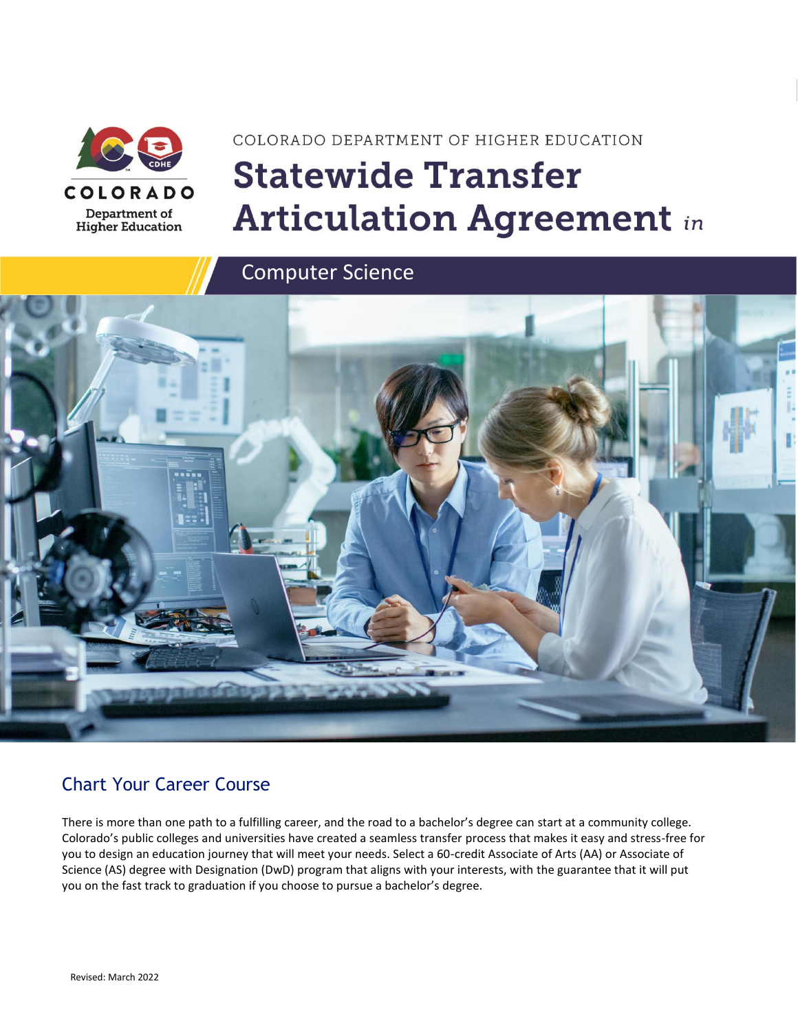COLORADO DEPARTMENT OF HIGHER EDUCATION

# Statewide Transfer Articulation Agreement *in*

## Computer Science

## Chart Your Career Course

There is more than one path to a fulfilling career, and the road to a bachelor's degree can start at a community college. Colorado's public colleges and universities have created a seamless transfer process that makes it easy and stress-free for you to design an education journey that will meet your needs. Select a 60-credit Associate of Arts (AA) or Associate of Science (AS) degree with Designation (DwD) program that aligns with your interests, with the guarantee that it will put you on the fast track to graduation if you choose to pursue a bachelor's degree.

Revised: March 2022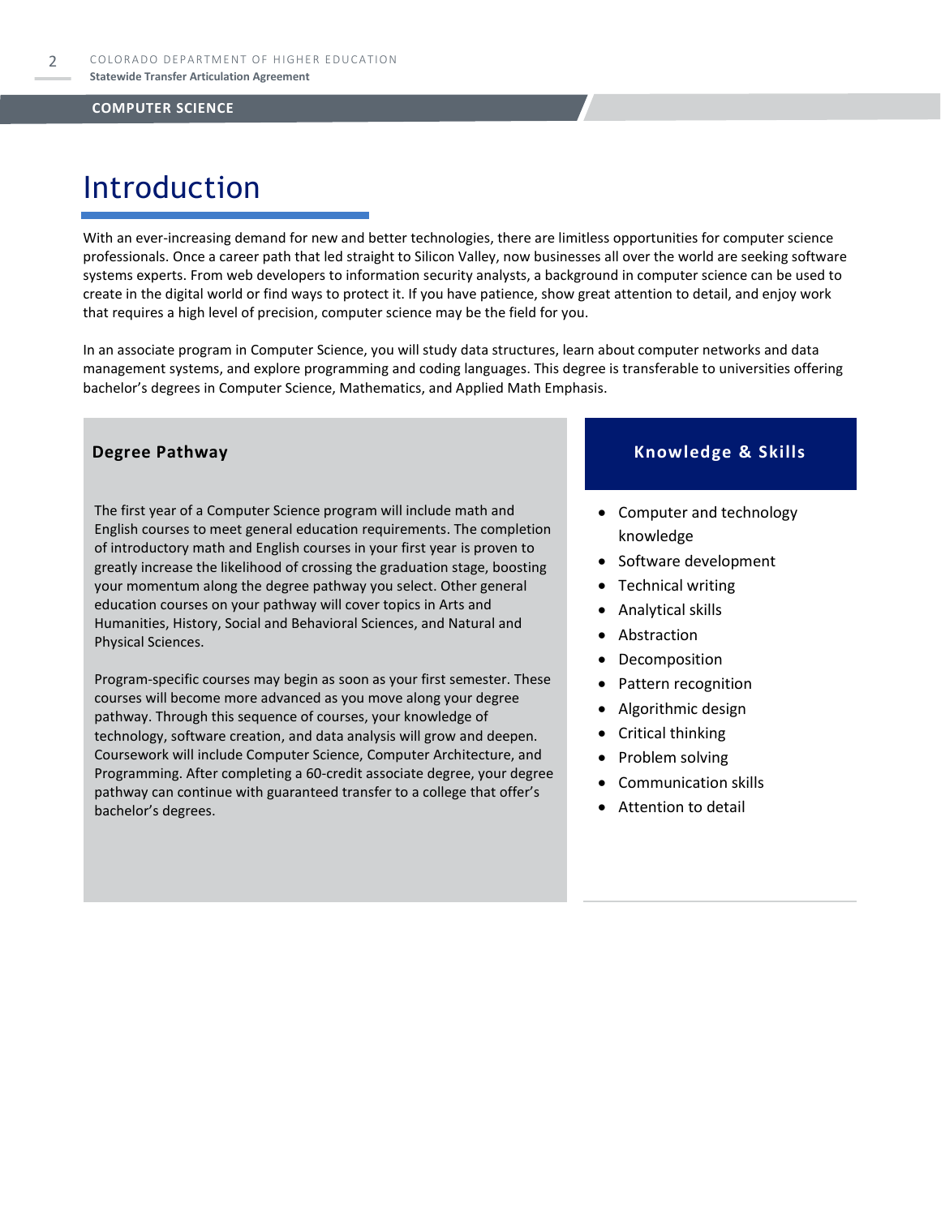# Introduction

With an ever-increasing demand for new and better technologies, there are limitless opportunities for computer science professionals. Once a career path that led straight to Silicon Valley, now businesses all over the world are seeking software systems experts. From web developers to information security analysts, a background in computer science can be used to create in the digital world or find ways to protect it. If you have patience, show great attention to detail, and enjoy work that requires a high level of precision, computer science may be the field for you.

In an associate program in Computer Science, you will study data structures, learn about computer networks and data management systems, and explore programming and coding languages. This degree is transferable to universities offering bachelor's degrees in Computer Science, Mathematics, and Applied Math Emphasis.

## Degree Pathway

The first year of a Computer Science program will include math and English courses to meet general education requirements. The completion of introductory math and English courses in your first year is proven to greatly increase the likelihood of crossing the graduation stage, boosting your momentum along the degree pathway you select. Other general education courses on your pathway will cover topics in Arts and Humanities, History, Social and Behavioral Sciences, and Natural and Physical Sciences.

Program-specific courses may begin as soon as your first semester. These courses will become more advanced as you move along your degree pathway. Through this sequence of courses, your knowledge of technology, software creation, and data analysis will grow and deepen. Coursework will include Computer Science, Computer Architecture, and Programming. After completing a 60-credit associate degree, your degree pathway can continue with guaranteed transfer to a college that offer's bachelor's degrees.

## Knowledge & Skills

- Computer and technology knowledge
- Software development
- Technical writing
- Analytical skills
- Abstraction
- Decomposition
- Pattern recognition
- Algorithmic design
- Critical thinking
- Problem solving
- Communication skills
- Attention to detail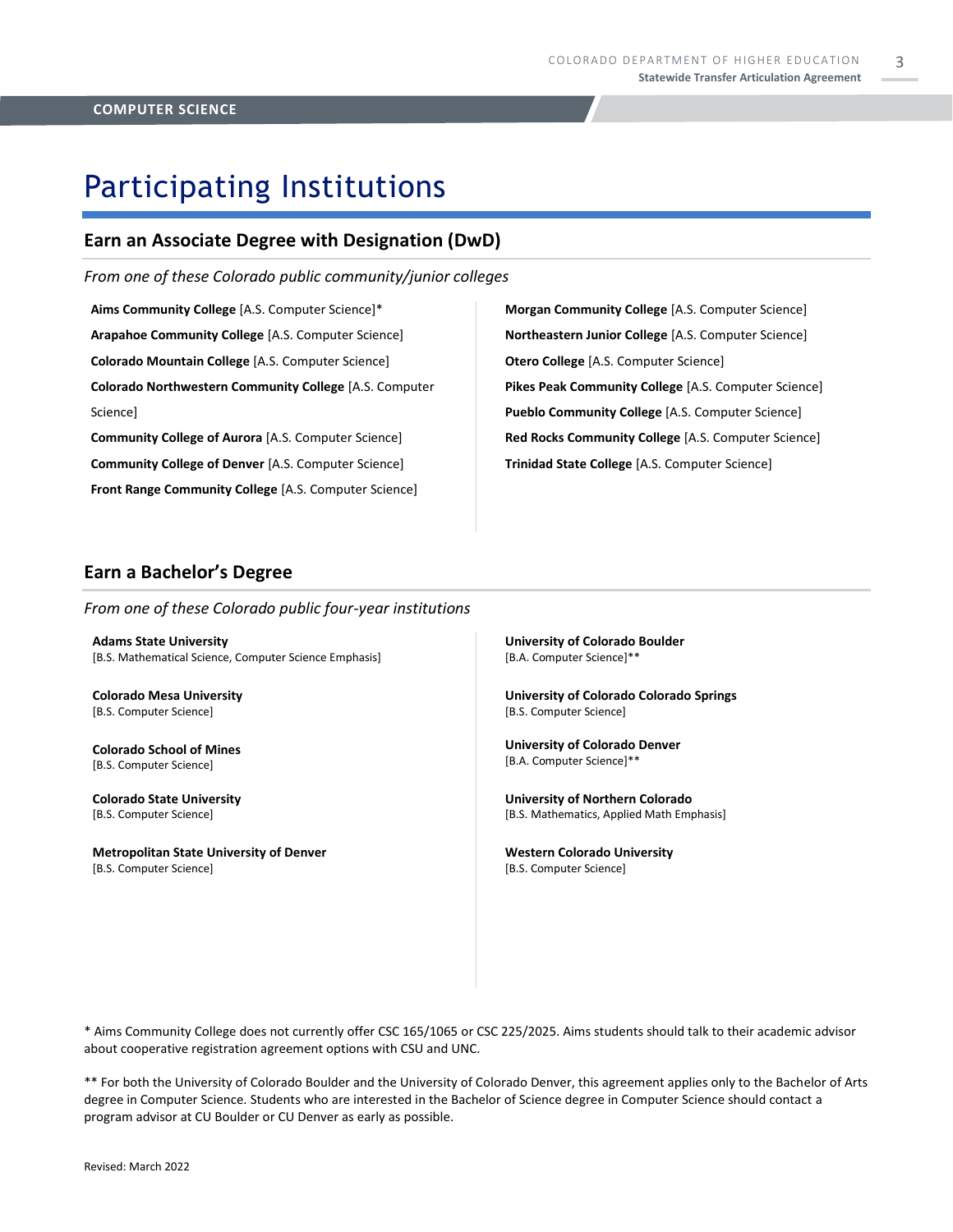# Participating Institutions

## Earn an Associate Degree with Designation (DwD)

*From one of these Colorado public community/junior colleges*

**Aims Community College** [A.S. Computer Science]*

**Arapahoe Community College** [A.S. Computer Science]

**Colorado Mountain College** [A.S. Computer Science]

**Colorado Northwestern Community College** [A.S. Computer Science]

**Community College of Aurora** [A.S. Computer Science]

**Community College of Denver** [A.S. Computer Science]

**Front Range Community College** [A.S. Computer Science]

**Morgan Community College** [A.S. Computer Science]

**Northeastern Junior College** [A.S. Computer Science]

**Otero College** [A.S. Computer Science]

**Pikes Peak Community College** [A.S. Computer Science]

**Pueblo Community College** [A.S. Computer Science]

**Red Rocks Community College** [A.S. Computer Science]

**Trinidad State College** [A.S. Computer Science]

## Earn a Bachelor's Degree

*From one of these Colorado public four-year institutions*

**Adams State University**
[B.S. Mathematical Science, Computer Science Emphasis]

**Colorado Mesa University**
[B.S. Computer Science]

**Colorado School of Mines**
[B.S. Computer Science]

**Colorado State University**
[B.S. Computer Science]

**Metropolitan State University of Denver**
[B.S. Computer Science]

**University of Colorado Boulder**
[B.A. Computer Science]**

**University of Colorado Colorado Springs**
[B.S. Computer Science]

**University of Colorado Denver**
[B.A. Computer Science]**

**University of Northern Colorado**
[B.S. Mathematics, Applied Math Emphasis]

**Western Colorado University**
[B.S. Computer Science]

* Aims Community College does not currently offer CSC 165/1065 or CSC 225/2025. Aims students should talk to their academic advisor about cooperative registration agreement options with CSU and UNC.

** For both the University of Colorado Boulder and the University of Colorado Denver, this agreement applies only to the Bachelor of Arts degree in Computer Science. Students who are interested in the Bachelor of Science degree in Computer Science should contact a program advisor at CU Boulder or CU Denver as early as possible.

Revised: March 2022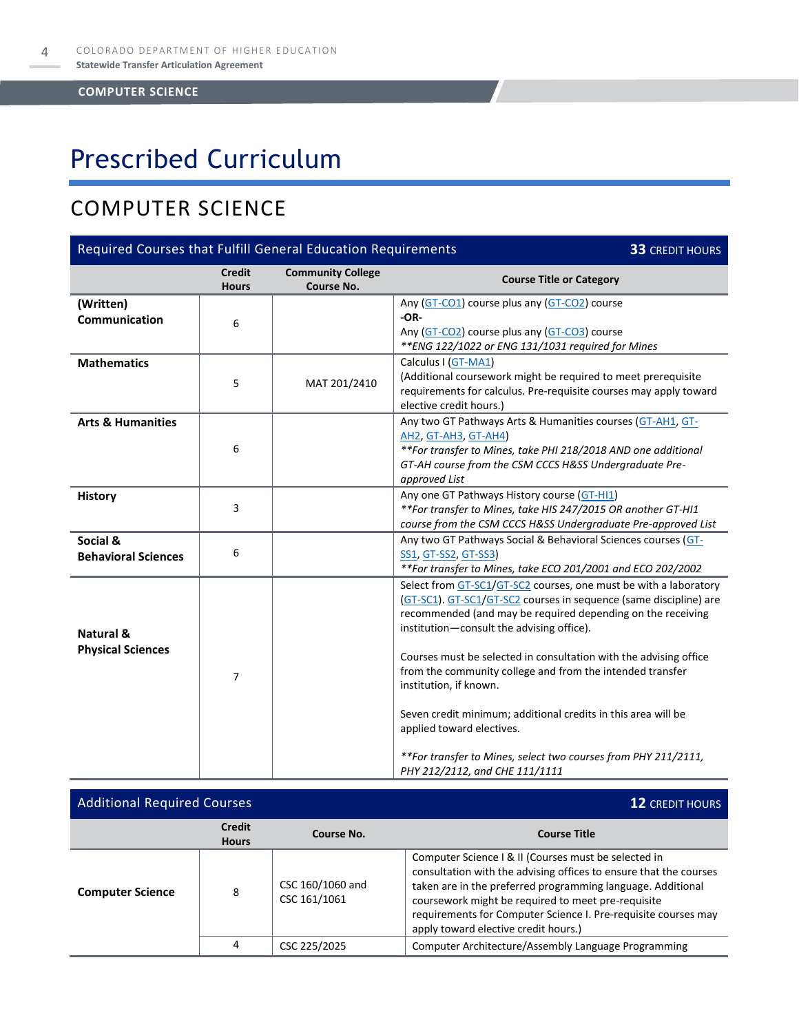# Prescribed Curriculum

## COMPUTER SCIENCE

| Required Courses that Fulfill General Education Requirements | | | **33** CREDIT HOURS |
|---|---|---|---|
| | **Credit Hours** | **Community College Course No.** | **Course Title or Category** |
| **(Written) Communication** | 6 | | Any (GT-CO1) course plus any (GT-CO2) course<br>**-OR-**<br>Any (GT-CO2) course plus any (GT-CO3) course<br>*\*\*ENG 122/1022 or ENG 131/1031 required for Mines* |
| **Mathematics** | 5 | MAT 201/2410 | Calculus I (GT-MA1)<br>(Additional coursework might be required to meet prerequisite requirements for calculus. Pre-requisite courses may apply toward elective credit hours.) |
| **Arts & Humanities** | 6 | | Any two GT Pathways Arts & Humanities courses (GT-AH1, GT-AH2, GT-AH3, GT-AH4)<br>*\*\*For transfer to Mines, take PHI 218/2018 AND one additional GT-AH course from the CSM CCCS H&SS Undergraduate Pre-approved List* |
| **History** | 3 | | Any one GT Pathways History course (GT-HI1)<br>*\*\*For transfer to Mines, take HIS 247/2015 OR another GT-HI1 course from the CSM CCCS H&SS Undergraduate Pre-approved List* |
| **Social & Behavioral Sciences** | 6 | | Any two GT Pathways Social & Behavioral Sciences courses (GT-SS1, GT-SS2, GT-SS3)<br>*\*\*For transfer to Mines, take ECO 201/2001 and ECO 202/2002* |
| **Natural & Physical Sciences** | 7 | | Select from GT-SC1/GT-SC2 courses, one must be with a laboratory (GT-SC1). GT-SC1/GT-SC2 courses in sequence (same discipline) are recommended (and may be required depending on the receiving institution—consult the advising office).<br><br>Courses must be selected in consultation with the advising office from the community college and from the intended transfer institution, if known.<br><br>Seven credit minimum; additional credits in this area will be applied toward electives.<br><br>*\*\*For transfer to Mines, select two courses from PHY 211/2111, PHY 212/2112, and CHE 111/1111* |

| Additional Required Courses | | | **12** CREDIT HOURS |
|---|---|---|---|
| | **Credit Hours** | **Course No.** | **Course Title** |
| **Computer Science** | 8 | CSC 160/1060 and CSC 161/1061 | Computer Science I & II (Courses must be selected in consultation with the advising offices to ensure that the courses taken are in the preferred programming language. Additional coursework might be required to meet pre-requisite requirements for Computer Science I. Pre-requisite courses may apply toward elective credit hours.) |
| | 4 | CSC 225/2025 | Computer Architecture/Assembly Language Programming |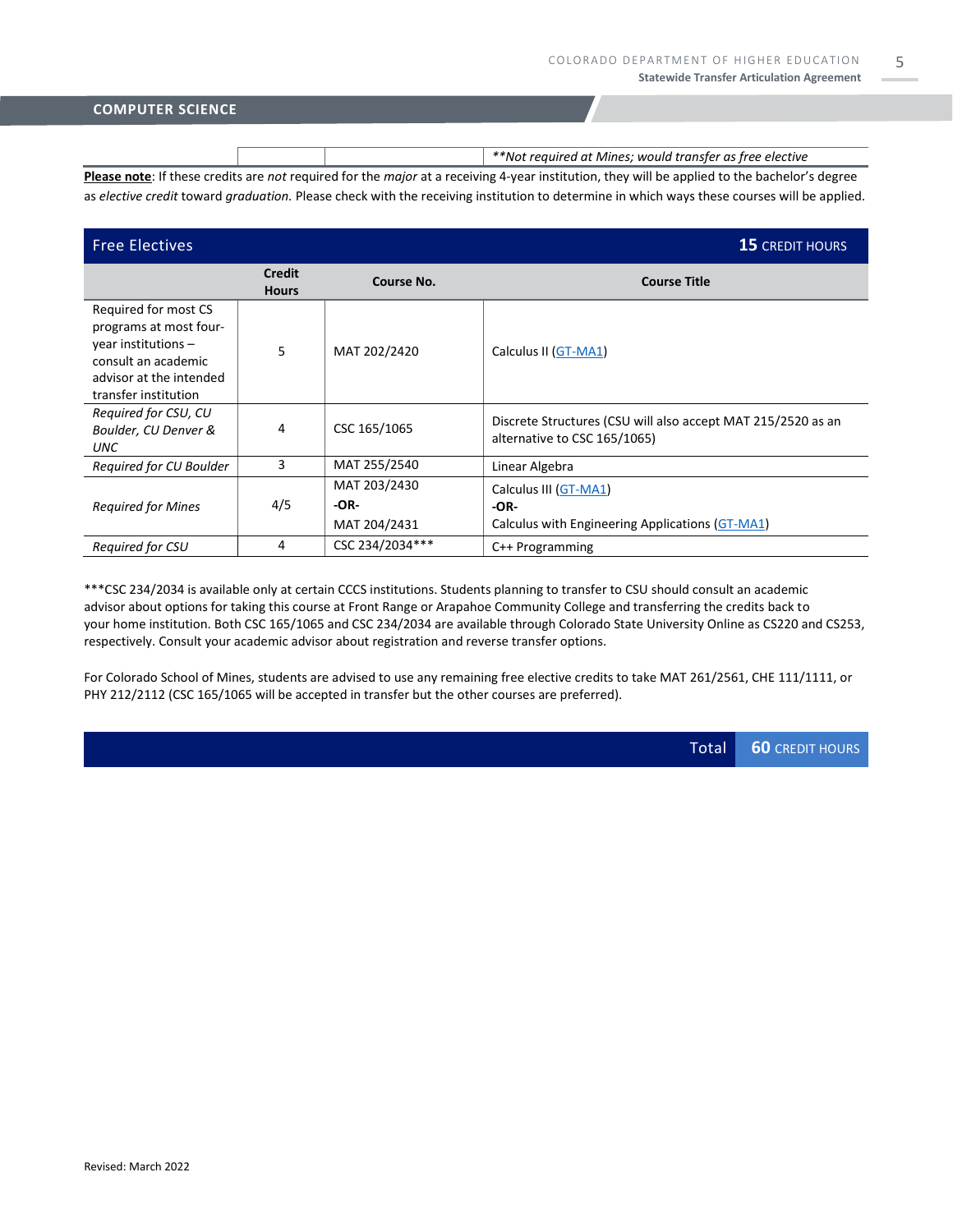## COMPUTER SCIENCE

| | | | **Not required at Mines; would transfer as free elective* |
|---|---|---|---|

**Please note**: If these credits are *not* required for the *major* at a receiving 4-year institution, they will be applied to the bachelor's degree as *elective credit* toward *graduation.* Please check with the receiving institution to determine in which ways these courses will be applied.

### Free Electives — 15 CREDIT HOURS

| | Credit Hours | Course No. | Course Title |
|---|---|---|---|
| Required for most CS programs at most four-year institutions – consult an academic advisor at the intended transfer institution | 5 | MAT 202/2420 | Calculus II (GT-MA1) |
| *Required for CSU, CU Boulder, CU Denver & UNC* | 4 | CSC 165/1065 | Discrete Structures (CSU will also accept MAT 215/2520 as an alternative to CSC 165/1065) |
| *Required for CU Boulder* | 3 | MAT 255/2540 | Linear Algebra |
| *Required for Mines* | 4/5 | MAT 203/2430 **-OR-** MAT 204/2431 | Calculus III (GT-MA1) **-OR-** Calculus with Engineering Applications (GT-MA1) |
| *Required for CSU* | 4 | CSC 234/2034*** | C++ Programming |

***CSC 234/2034 is available only at certain CCCS institutions. Students planning to transfer to CSU should consult an academic advisor about options for taking this course at Front Range or Arapahoe Community College and transferring the credits back to your home institution. Both CSC 165/1065 and CSC 234/2034 are available through Colorado State University Online as CS220 and CS253, respectively. Consult your academic advisor about registration and reverse transfer options.

For Colorado School of Mines, students are advised to use any remaining free elective credits to take MAT 261/2561, CHE 111/1111, or PHY 212/2112 (CSC 165/1065 will be accepted in transfer but the other courses are preferred).

**Total — 60 CREDIT HOURS**

Revised: March 2022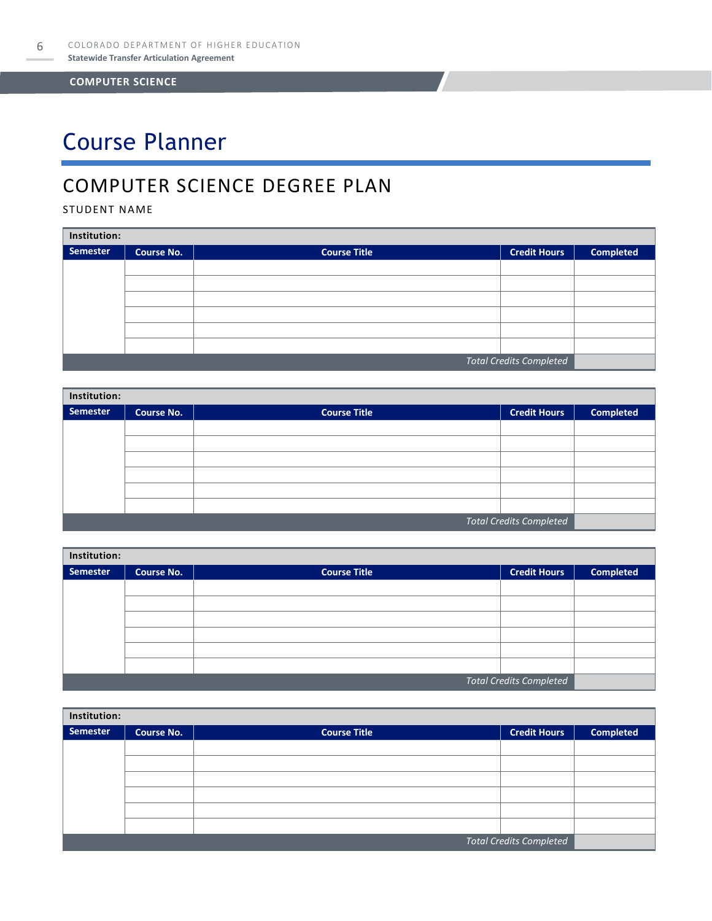# Course Planner

## COMPUTER SCIENCE DEGREE PLAN

STUDENT NAME

| Institution: | | | | |
|---|---|---|---|---|
| **Semester** | **Course No.** | **Course Title** | **Credit Hours** | **Completed** |
| | | | | |
| | | | | |
| | | | | |
| | | | | |
| | | | | |
| | | | | |
| | | | *Total Credits Completed* | |

| Institution: | | | | |
|---|---|---|---|---|
| **Semester** | **Course No.** | **Course Title** | **Credit Hours** | **Completed** |
| | | | | |
| | | | | |
| | | | | |
| | | | | |
| | | | | |
| | | | | |
| | | | *Total Credits Completed* | |

| Institution: | | | | |
|---|---|---|---|---|
| **Semester** | **Course No.** | **Course Title** | **Credit Hours** | **Completed** |
| | | | | |
| | | | | |
| | | | | |
| | | | | |
| | | | | |
| | | | | |
| | | | *Total Credits Completed* | |

| Institution: | | | | |
|---|---|---|---|---|
| **Semester** | **Course No.** | **Course Title** | **Credit Hours** | **Completed** |
| | | | | |
| | | | | |
| | | | | |
| | | | | |
| | | | | |
| | | | | |
| | | | *Total Credits Completed* | |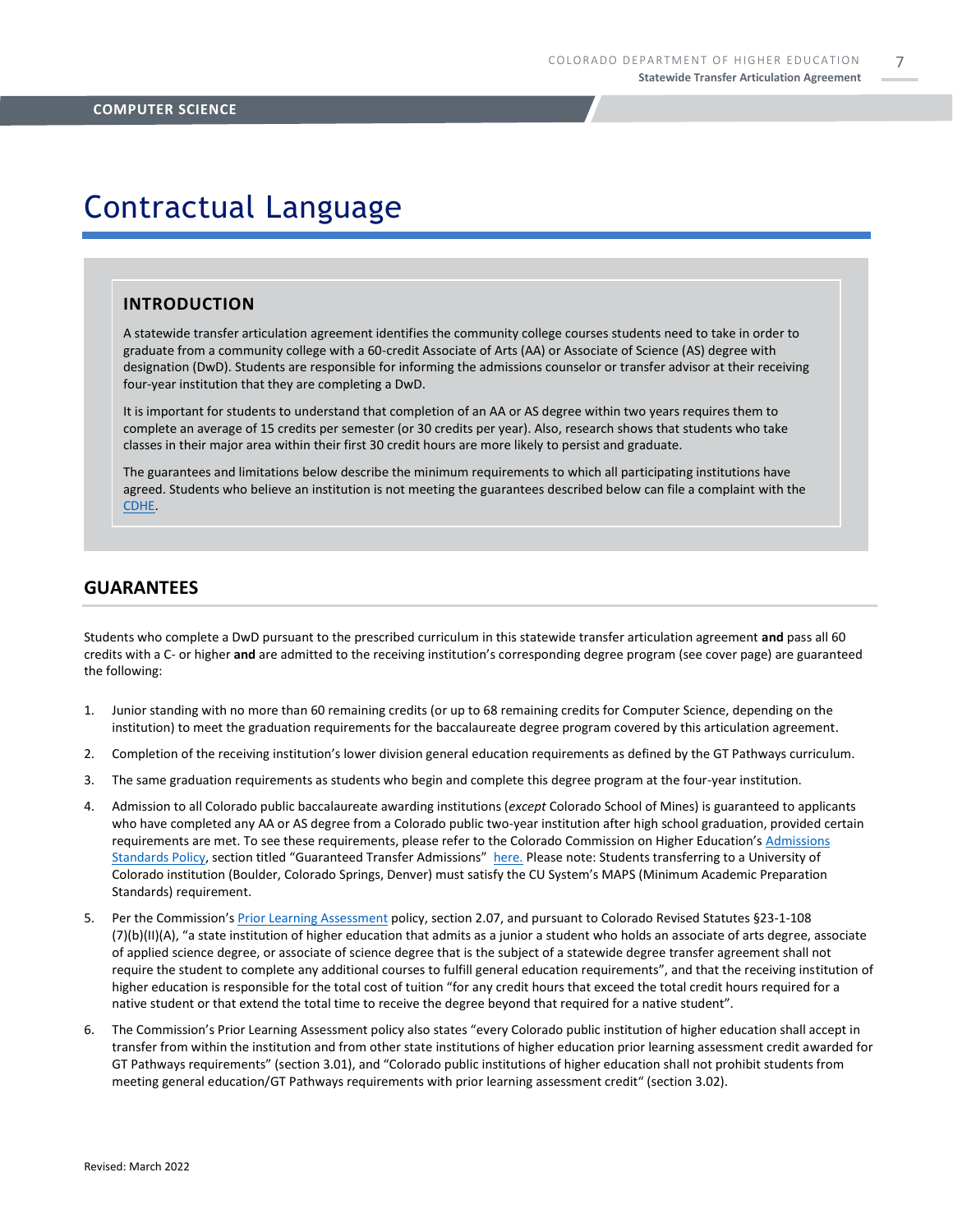# Contractual Language

## INTRODUCTION

A statewide transfer articulation agreement identifies the community college courses students need to take in order to graduate from a community college with a 60-credit Associate of Arts (AA) or Associate of Science (AS) degree with designation (DwD). Students are responsible for informing the admissions counselor or transfer advisor at their receiving four-year institution that they are completing a DwD.

It is important for students to understand that completion of an AA or AS degree within two years requires them to complete an average of 15 credits per semester (or 30 credits per year). Also, research shows that students who take classes in their major area within their first 30 credit hours are more likely to persist and graduate.

The guarantees and limitations below describe the minimum requirements to which all participating institutions have agreed. Students who believe an institution is not meeting the guarantees described below can file a complaint with the CDHE.

## GUARANTEES

Students who complete a DwD pursuant to the prescribed curriculum in this statewide transfer articulation agreement **and** pass all 60 credits with a C- or higher **and** are admitted to the receiving institution's corresponding degree program (see cover page) are guaranteed the following:

1. Junior standing with no more than 60 remaining credits (or up to 68 remaining credits for Computer Science, depending on the institution) to meet the graduation requirements for the baccalaureate degree program covered by this articulation agreement.
2. Completion of the receiving institution's lower division general education requirements as defined by the GT Pathways curriculum.
3. The same graduation requirements as students who begin and complete this degree program at the four-year institution.
4. Admission to all Colorado public baccalaureate awarding institutions (*except* Colorado School of Mines) is guaranteed to applicants who have completed any AA or AS degree from a Colorado public two-year institution after high school graduation, provided certain requirements are met. To see these requirements, please refer to the Colorado Commission on Higher Education's Admissions Standards Policy, section titled "Guaranteed Transfer Admissions" here. Please note: Students transferring to a University of Colorado institution (Boulder, Colorado Springs, Denver) must satisfy the CU System's MAPS (Minimum Academic Preparation Standards) requirement.
5. Per the Commission's Prior Learning Assessment policy, section 2.07, and pursuant to Colorado Revised Statutes §23-1-108 (7)(b)(II)(A), "a state institution of higher education that admits as a junior a student who holds an associate of arts degree, associate of applied science degree, or associate of science degree that is the subject of a statewide degree transfer agreement shall not require the student to complete any additional courses to fulfill general education requirements", and that the receiving institution of higher education is responsible for the total cost of tuition "for any credit hours that exceed the total credit hours required for a native student or that extend the total time to receive the degree beyond that required for a native student".
6. The Commission's Prior Learning Assessment policy also states "every Colorado public institution of higher education shall accept in transfer from within the institution and from other state institutions of higher education prior learning assessment credit awarded for GT Pathways requirements" (section 3.01), and "Colorado public institutions of higher education shall not prohibit students from meeting general education/GT Pathways requirements with prior learning assessment credit" (section 3.02).

Revised: March 2022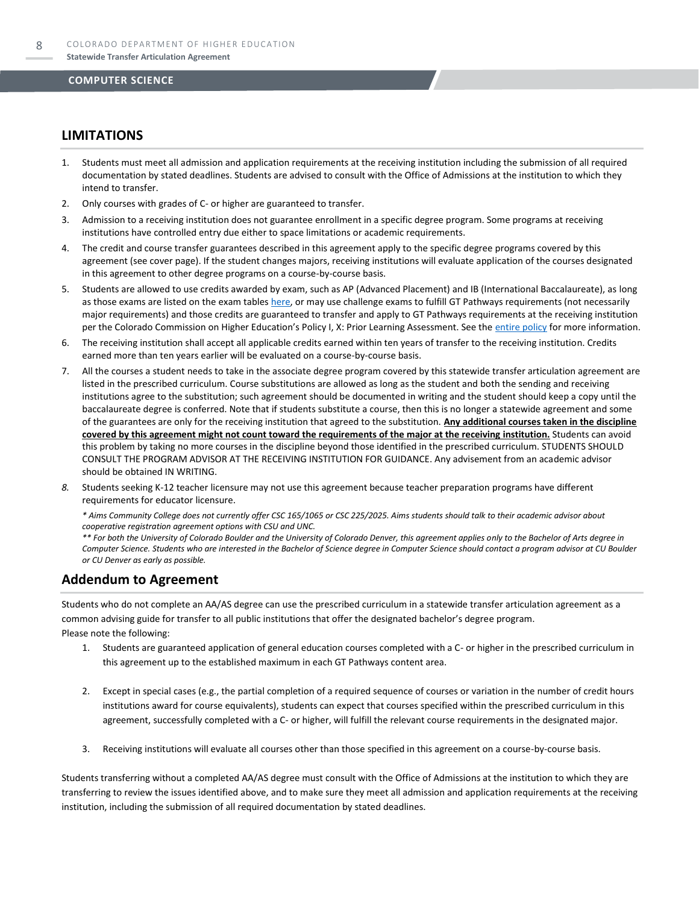## LIMITATIONS

1. Students must meet all admission and application requirements at the receiving institution including the submission of all required documentation by stated deadlines. Students are advised to consult with the Office of Admissions at the institution to which they intend to transfer.
2. Only courses with grades of C- or higher are guaranteed to transfer.
3. Admission to a receiving institution does not guarantee enrollment in a specific degree program. Some programs at receiving institutions have controlled entry due either to space limitations or academic requirements.
4. The credit and course transfer guarantees described in this agreement apply to the specific degree programs covered by this agreement (see cover page). If the student changes majors, receiving institutions will evaluate application of the courses designated in this agreement to other degree programs on a course-by-course basis.
5. Students are allowed to use credits awarded by exam, such as AP (Advanced Placement) and IB (International Baccalaureate), as long as those exams are listed on the exam tables here, or may use challenge exams to fulfill GT Pathways requirements (not necessarily major requirements) and those credits are guaranteed to transfer and apply to GT Pathways requirements at the receiving institution per the Colorado Commission on Higher Education's Policy I, X: Prior Learning Assessment. See the entire policy for more information.
6. The receiving institution shall accept all applicable credits earned within ten years of transfer to the receiving institution. Credits earned more than ten years earlier will be evaluated on a course-by-course basis.
7. All the courses a student needs to take in the associate degree program covered by this statewide transfer articulation agreement are listed in the prescribed curriculum. Course substitutions are allowed as long as the student and both the sending and receiving institutions agree to the substitution; such agreement should be documented in writing and the student should keep a copy until the baccalaureate degree is conferred. Note that if students substitute a course, then this is no longer a statewide agreement and some of the guarantees are only for the receiving institution that agreed to the substitution. **Any additional courses taken in the discipline covered by this agreement might not count toward the requirements of the major at the receiving institution.** Students can avoid this problem by taking no more courses in the discipline beyond those identified in the prescribed curriculum. STUDENTS SHOULD CONSULT THE PROGRAM ADVISOR AT THE RECEIVING INSTITUTION FOR GUIDANCE. Any advisement from an academic advisor should be obtained IN WRITING.
8. Students seeking K-12 teacher licensure may not use this agreement because teacher preparation programs have different requirements for educator licensure.

*\* Aims Community College does not currently offer CSC 165/1065 or CSC 225/2025. Aims students should talk to their academic advisor about cooperative registration agreement options with CSU and UNC.*

*\*\* For both the University of Colorado Boulder and the University of Colorado Denver, this agreement applies only to the Bachelor of Arts degree in Computer Science. Students who are interested in the Bachelor of Science degree in Computer Science should contact a program advisor at CU Boulder or CU Denver as early as possible.*

## Addendum to Agreement

Students who do not complete an AA/AS degree can use the prescribed curriculum in a statewide transfer articulation agreement as a common advising guide for transfer to all public institutions that offer the designated bachelor's degree program.

Please note the following:

1. Students are guaranteed application of general education courses completed with a C- or higher in the prescribed curriculum in this agreement up to the established maximum in each GT Pathways content area.
2. Except in special cases (e.g., the partial completion of a required sequence of courses or variation in the number of credit hours institutions award for course equivalents), students can expect that courses specified within the prescribed curriculum in this agreement, successfully completed with a C- or higher, will fulfill the relevant course requirements in the designated major.
3. Receiving institutions will evaluate all courses other than those specified in this agreement on a course-by-course basis.

Students transferring without a completed AA/AS degree must consult with the Office of Admissions at the institution to which they are transferring to review the issues identified above, and to make sure they meet all admission and application requirements at the receiving institution, including the submission of all required documentation by stated deadlines.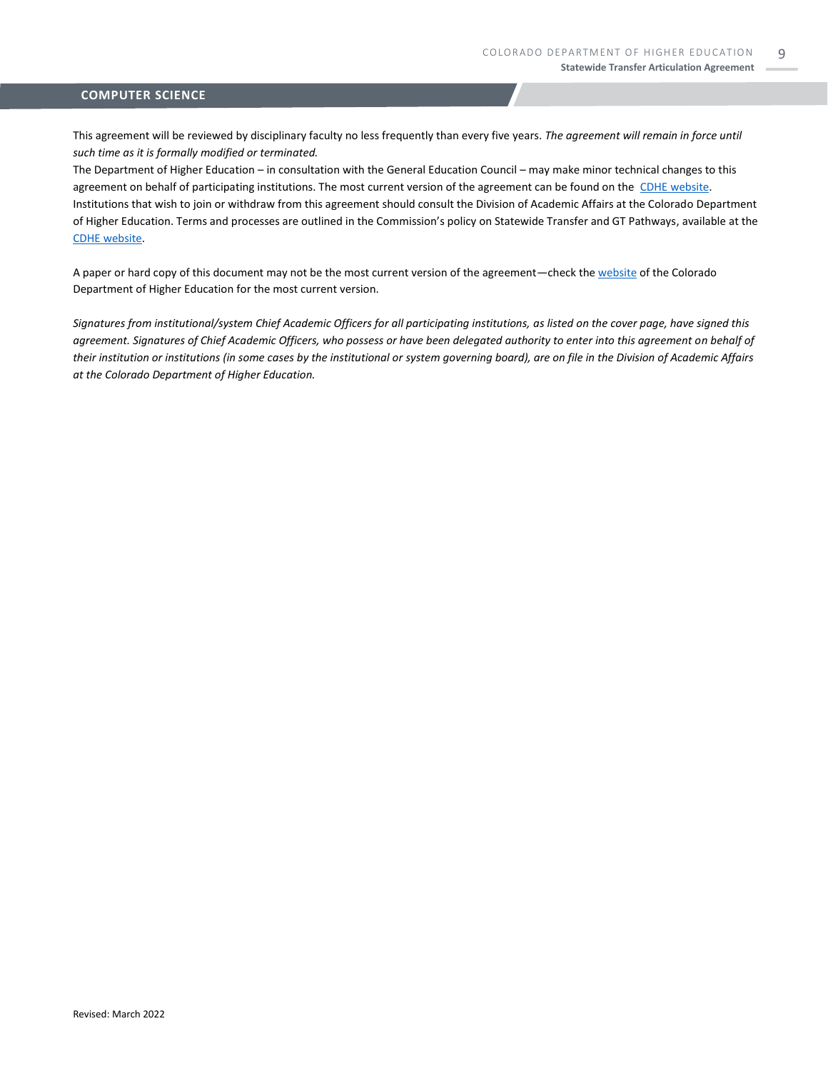## COMPUTER SCIENCE

This agreement will be reviewed by disciplinary faculty no less frequently than every five years. *The agreement will remain in force until such time as it is formally modified or terminated.*

The Department of Higher Education – in consultation with the General Education Council – may make minor technical changes to this agreement on behalf of participating institutions. The most current version of the agreement can be found on the CDHE website. Institutions that wish to join or withdraw from this agreement should consult the Division of Academic Affairs at the Colorado Department of Higher Education. Terms and processes are outlined in the Commission's policy on Statewide Transfer and GT Pathways, available at the CDHE website.

A paper or hard copy of this document may not be the most current version of the agreement—check the website of the Colorado Department of Higher Education for the most current version.

*Signatures from institutional/system Chief Academic Officers for all participating institutions, as listed on the cover page, have signed this agreement. Signatures of Chief Academic Officers, who possess or have been delegated authority to enter into this agreement on behalf of their institution or institutions (in some cases by the institutional or system governing board), are on file in the Division of Academic Affairs at the Colorado Department of Higher Education.*

Revised: March 2022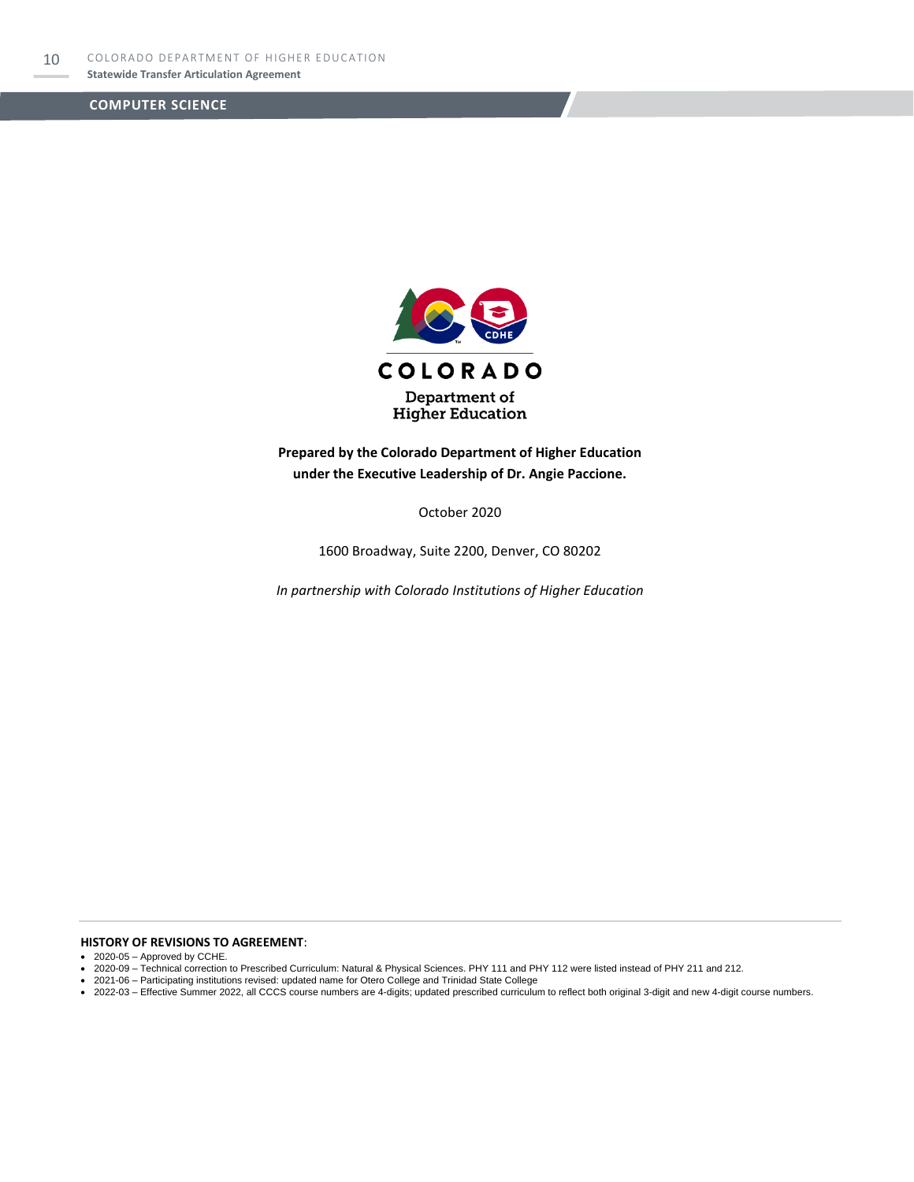COLORADO

Department of Higher Education

**Prepared by the Colorado Department of Higher Education under the Executive Leadership of Dr. Angie Paccione.**

October 2020

1600 Broadway, Suite 2200, Denver, CO 80202

*In partnership with Colorado Institutions of Higher Education*

**HISTORY OF REVISIONS TO AGREEMENT**:

- 2020-05 – Approved by CCHE.
- 2020-09 – Technical correction to Prescribed Curriculum: Natural & Physical Sciences. PHY 111 and PHY 112 were listed instead of PHY 211 and 212.
- 2021-06 – Participating institutions revised: updated name for Otero College and Trinidad State College
- 2022-03 – Effective Summer 2022, all CCCS course numbers are 4-digits; updated prescribed curriculum to reflect both original 3-digit and new 4-digit course numbers.